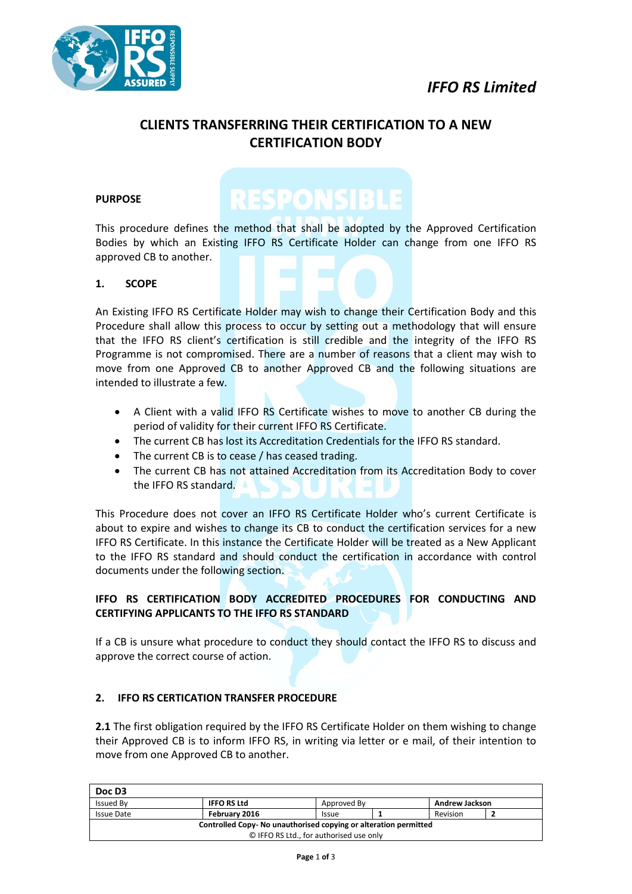*IFFO RS Limited*

# CLIENTS TRANSFERRING THEIR CERTIFICATION TO A NEW CERTIFICATION BODY

**PURPOSE**

This procedure defines the method that shall be adopted by the Approved Certification Bodies by which an Existing IFFO RS Certificate Holder can change from one IFFO RS approved CB to another.

## 1. SCOPE

An Existing IFFO RS Certificate Holder may wish to change their Certification Body and this Procedure shall allow this process to occur by setting out a methodology that will ensure that the IFFO RS client's certification is still credible and the integrity of the IFFO RS Programme is not compromised. There are a number of reasons that a client may wish to move from one Approved CB to another Approved CB and the following situations are intended to illustrate a few.

- A Client with a valid IFFO RS Certificate wishes to move to another CB during the period of validity for their current IFFO RS Certificate.
- The current CB has lost its Accreditation Credentials for the IFFO RS standard.
- The current CB is to cease / has ceased trading.
- The current CB has not attained Accreditation from its Accreditation Body to cover the IFFO RS standard.

This Procedure does not cover an IFFO RS Certificate Holder who's current Certificate is about to expire and wishes to change its CB to conduct the certification services for a new IFFO RS Certificate. In this instance the Certificate Holder will be treated as a New Applicant to the IFFO RS standard and should conduct the certification in accordance with control documents under the following section.

**IFFO RS CERTIFICATION BODY ACCREDITED PROCEDURES FOR CONDUCTING AND CERTIFYING APPLICANTS TO THE IFFO RS STANDARD**

If a CB is unsure what procedure to conduct they should contact the IFFO RS to discuss and approve the correct course of action.

## 2. IFFO RS CERTICATION TRANSFER PROCEDURE

**2.1** The first obligation required by the IFFO RS Certificate Holder on them wishing to change their Approved CB is to inform IFFO RS, in writing via letter or e mail, of their intention to move from one Approved CB to another.

| Doc D3 | | | | | |
|---|---|---|---|---|---|
| Issued By | **IFFO RS Ltd** | Approved By | | **Andrew Jackson** | |
| Issue Date | **February 2016** | Issue | **1** | Revision | **2** |
| **Controlled Copy- No unauthorised copying or alteration permitted** | | | | | |
| © IFFO RS Ltd., for authorised use only | | | | | |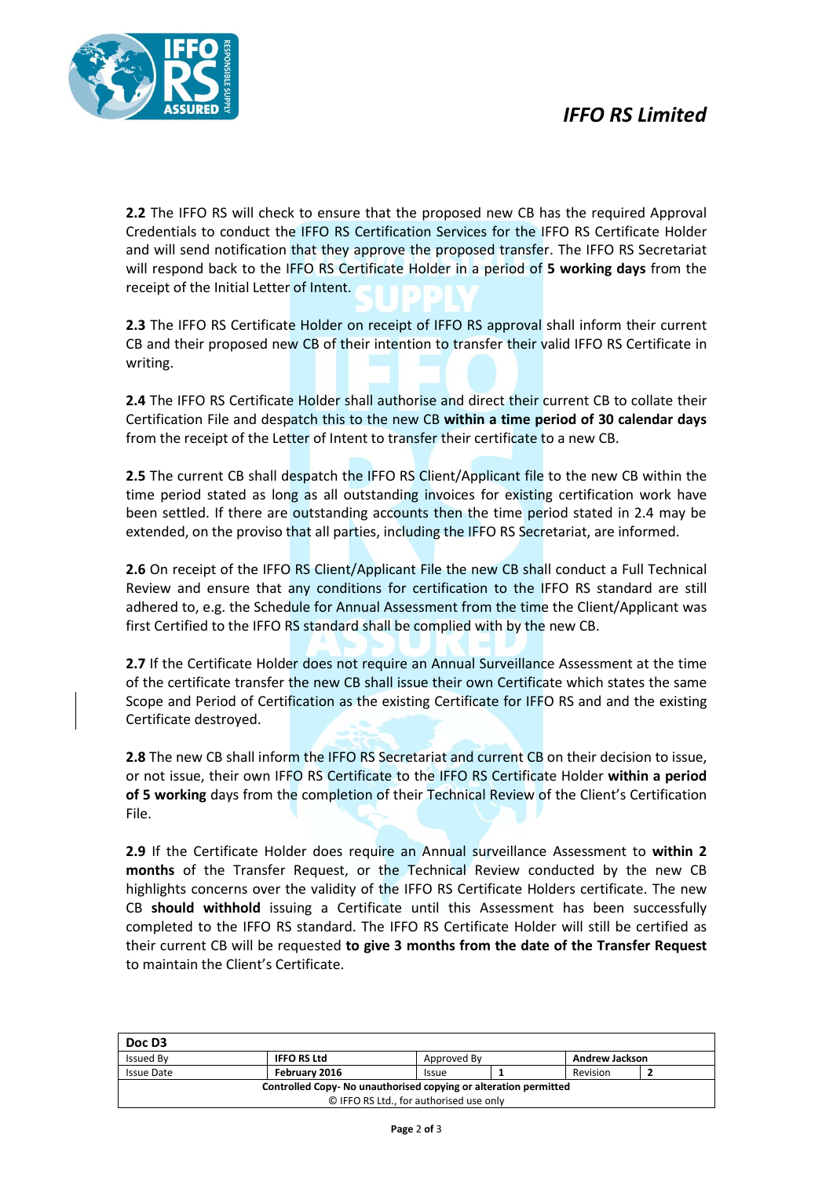**2.2** The IFFO RS will check to ensure that the proposed new CB has the required Approval Credentials to conduct the IFFO RS Certification Services for the IFFO RS Certificate Holder and will send notification that they approve the proposed transfer. The IFFO RS Secretariat will respond back to the IFFO RS Certificate Holder in a period of **5 working days** from the receipt of the Initial Letter of Intent.

**2.3** The IFFO RS Certificate Holder on receipt of IFFO RS approval shall inform their current CB and their proposed new CB of their intention to transfer their valid IFFO RS Certificate in writing.

**2.4** The IFFO RS Certificate Holder shall authorise and direct their current CB to collate their Certification File and despatch this to the new CB **within a time period of 30 calendar days** from the receipt of the Letter of Intent to transfer their certificate to a new CB.

**2.5** The current CB shall despatch the IFFO RS Client/Applicant file to the new CB within the time period stated as long as all outstanding invoices for existing certification work have been settled. If there are outstanding accounts then the time period stated in 2.4 may be extended, on the proviso that all parties, including the IFFO RS Secretariat, are informed.

**2.6** On receipt of the IFFO RS Client/Applicant File the new CB shall conduct a Full Technical Review and ensure that any conditions for certification to the IFFO RS standard are still adhered to, e.g. the Schedule for Annual Assessment from the time the Client/Applicant was first Certified to the IFFO RS standard shall be complied with by the new CB.

**2.7** If the Certificate Holder does not require an Annual Surveillance Assessment at the time of the certificate transfer the new CB shall issue their own Certificate which states the same Scope and Period of Certification as the existing Certificate for IFFO RS and and the existing Certificate destroyed.

**2.8** The new CB shall inform the IFFO RS Secretariat and current CB on their decision to issue, or not issue, their own IFFO RS Certificate to the IFFO RS Certificate Holder **within a period of 5 working** days from the completion of their Technical Review of the Client's Certification File.

**2.9** If the Certificate Holder does require an Annual surveillance Assessment to **within 2 months** of the Transfer Request, or the Technical Review conducted by the new CB highlights concerns over the validity of the IFFO RS Certificate Holders certificate. The new CB **should withhold** issuing a Certificate until this Assessment has been successfully completed to the IFFO RS standard. The IFFO RS Certificate Holder will still be certified as their current CB will be requested **to give 3 months from the date of the Transfer Request** to maintain the Client's Certificate.

| Doc D3 | | | | | |
|---|---|---|---|---|---|
| Issued By | IFFO RS Ltd | Approved By | | Andrew Jackson | |
| Issue Date | February 2016 | Issue | 1 | Revision | 2 |
| Controlled Copy- No unauthorised copying or alteration permitted | | | | | |
| © IFFO RS Ltd., for authorised use only | | | | | |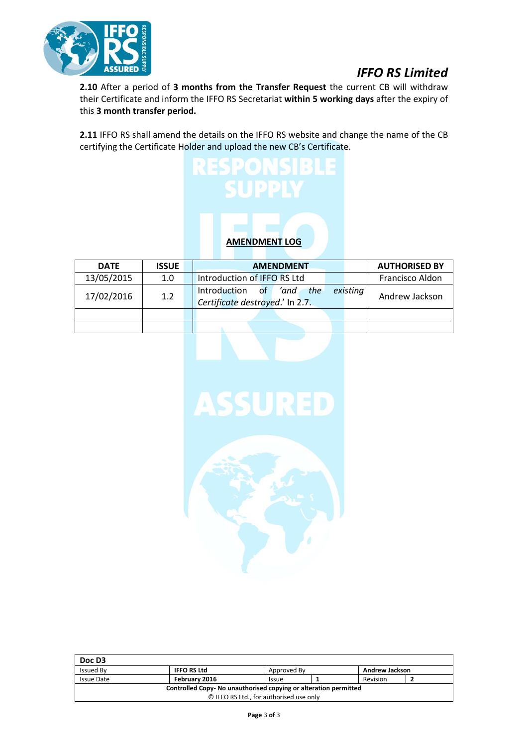**2.10** After a period of **3 months from the Transfer Request** the current CB will withdraw their Certificate and inform the IFFO RS Secretariat **within 5 working days** after the expiry of this **3 month transfer period.**

**2.11** IFFO RS shall amend the details on the IFFO RS website and change the name of the CB certifying the Certificate Holder and upload the new CB's Certificate.

**AMENDMENT LOG**

| DATE | ISSUE | AMENDMENT | AUTHORISED BY |
|---|---|---|---|
| 13/05/2015 | 1.0 | Introduction of IFFO RS Ltd | Francisco Aldon |
| 17/02/2016 | 1.2 | Introduction of *'and the existing Certificate destroyed.'* In 2.7. | Andrew Jackson |
| | | | |
| | | | |

| Doc D3 | | | | | |
|---|---|---|---|---|---|
| Issued By | **IFFO RS Ltd** | Approved By | | **Andrew Jackson** | |
| Issue Date | **February 2016** | Issue | **1** | Revision | **2** |
| **Controlled Copy- No unauthorised copying or alteration permitted** | | | | | |
| © IFFO RS Ltd., for authorised use only | | | | | |